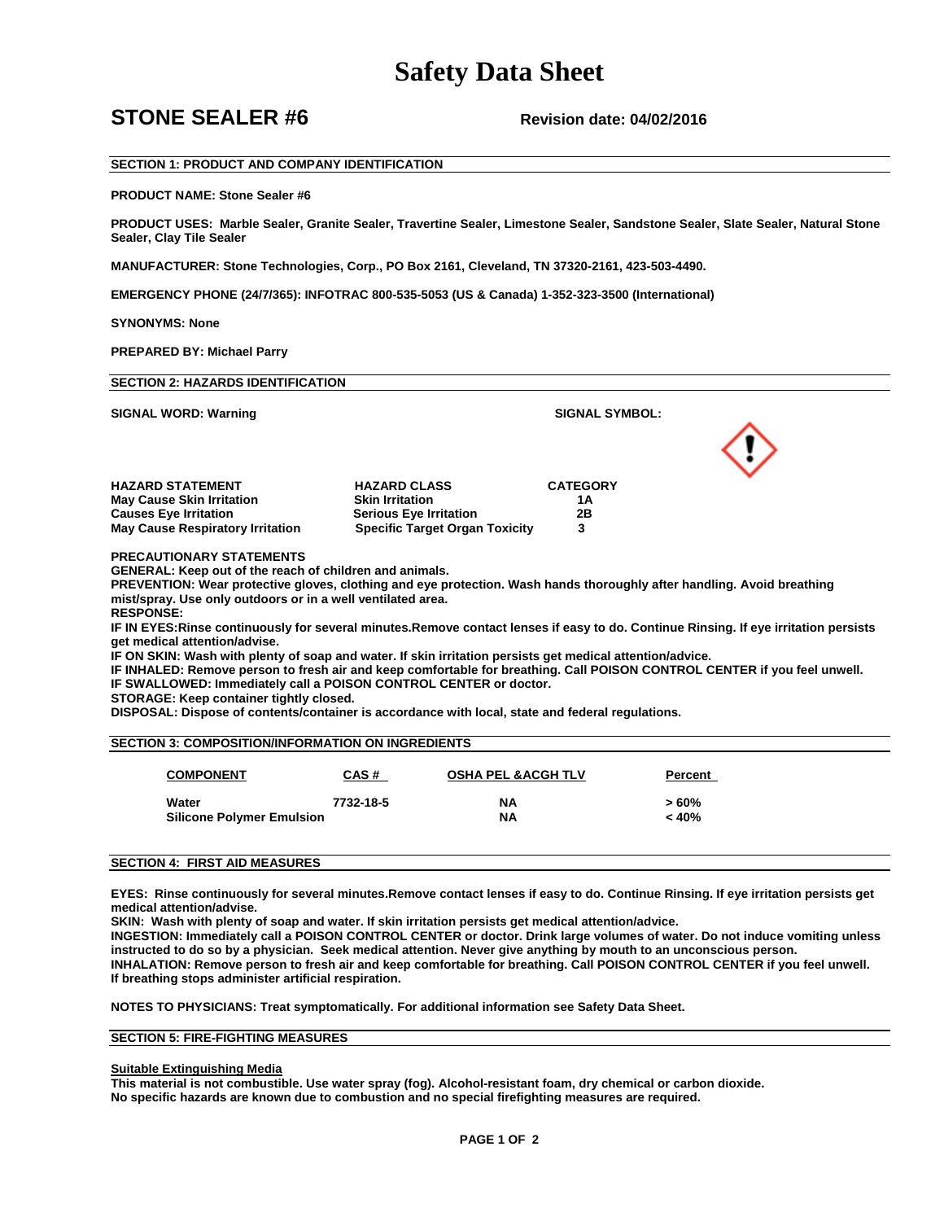# Safety Data Sheet

## STONE SEALER #6

**Revision date: 04/02/2016**

### SECTION 1: PRODUCT AND COMPANY IDENTIFICATION

**PRODUCT NAME: Stone Sealer #6**

**PRODUCT USES: Marble Sealer, Granite Sealer, Travertine Sealer, Limestone Sealer, Sandstone Sealer, Slate Sealer, Natural Stone Sealer, Clay Tile Sealer**

**MANUFACTURER: Stone Technologies, Corp., PO Box 2161, Cleveland, TN 37320-2161, 423-503-4490.**

**EMERGENCY PHONE (24/7/365): INFOTRAC 800-535-5053 (US & Canada) 1-352-323-3500 (International)**

**SYNONYMS: None**

**PREPARED BY: Michael Parry**

### SECTION 2: HAZARDS IDENTIFICATION

**SIGNAL WORD: Warning**

**SIGNAL SYMBOL:**

| HAZARD STATEMENT | HAZARD CLASS | CATEGORY |
|---|---|---|
| May Cause Skin Irritation | Skin Irritation | 1A |
| Causes Eye Irritation | Serious Eye Irritation | 2B |
| May Cause Respiratory Irritation | Specific Target Organ Toxicity | 3 |

**PRECAUTIONARY STATEMENTS**

**GENERAL: Keep out of the reach of children and animals.**

**PREVENTION: Wear protective gloves, clothing and eye protection. Wash hands thoroughly after handling. Avoid breathing mist/spray. Use only outdoors or in a well ventilated area.**

**RESPONSE:**

**IF IN EYES:Rinse continuously for several minutes.Remove contact lenses if easy to do. Continue Rinsing. If eye irritation persists get medical attention/advise.**

**IF ON SKIN: Wash with plenty of soap and water. If skin irritation persists get medical attention/advice.**

**IF INHALED: Remove person to fresh air and keep comfortable for breathing. Call POISON CONTROL CENTER if you feel unwell.**

**IF SWALLOWED: Immediately call a POISON CONTROL CENTER or doctor.**

**STORAGE: Keep container tightly closed.**

**DISPOSAL: Dispose of contents/container is accordance with local, state and federal regulations.**

### SECTION 3: COMPOSITION/INFORMATION ON INGREDIENTS

| COMPONENT | CAS # | OSHA PEL &ACGH TLV | Percent |
|---|---|---|---|
| Water | 7732-18-5 | NA | > 60% |
| Silicone Polymer Emulsion | | NA | < 40% |

### SECTION 4: FIRST AID MEASURES

**EYES: Rinse continuously for several minutes.Remove contact lenses if easy to do. Continue Rinsing. If eye irritation persists get medical attention/advise.**

**SKIN: Wash with plenty of soap and water. If skin irritation persists get medical attention/advice.**

**INGESTION: Immediately call a POISON CONTROL CENTER or doctor. Drink large volumes of water. Do not induce vomiting unless instructed to do so by a physician. Seek medical attention. Never give anything by mouth to an unconscious person.**

**INHALATION: Remove person to fresh air and keep comfortable for breathing. Call POISON CONTROL CENTER if you feel unwell. If breathing stops administer artificial respiration.**

**NOTES TO PHYSICIANS: Treat symptomatically. For additional information see Safety Data Sheet.**

### SECTION 5: FIRE-FIGHTING MEASURES

**Suitable Extinguishing Media**

**This material is not combustible. Use water spray (fog). Alcohol-resistant foam, dry chemical or carbon dioxide. No specific hazards are known due to combustion and no special firefighting measures are required.**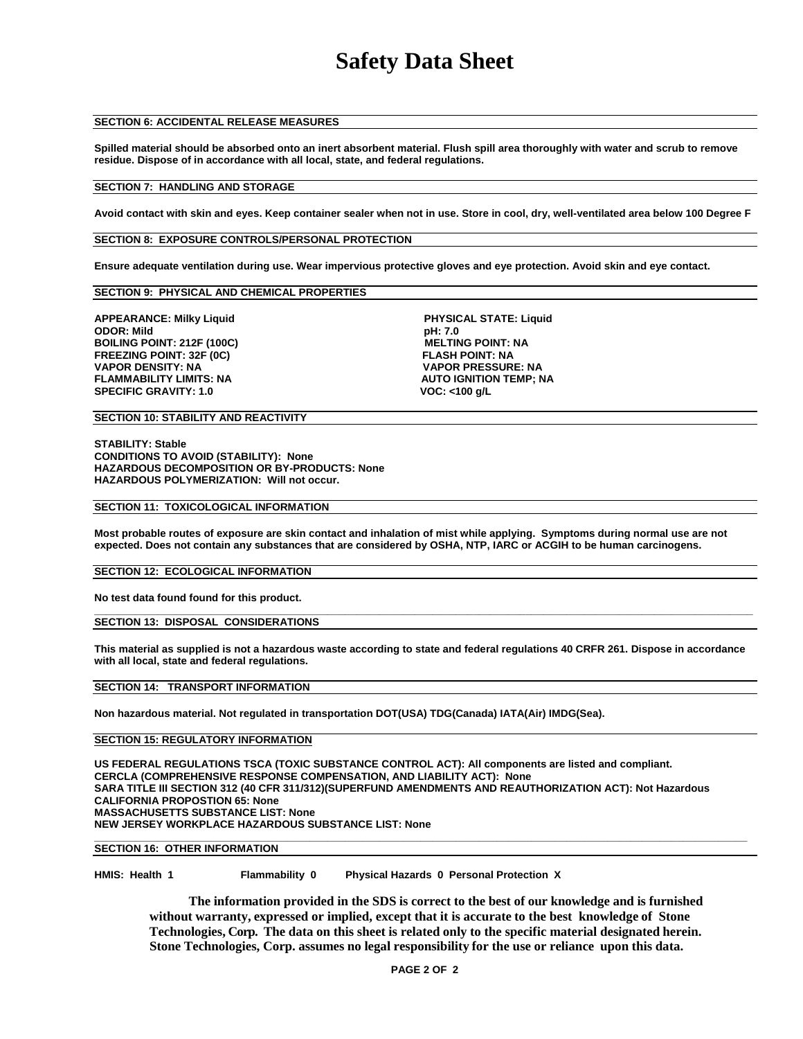# Safety Data Sheet

## SECTION 6: ACCIDENTAL RELEASE MEASURES

**Spilled material should be absorbed onto an inert absorbent material. Flush spill area thoroughly with water and scrub to remove residue. Dispose of in accordance with all local, state, and federal regulations.**

## SECTION 7: HANDLING AND STORAGE

**Avoid contact with skin and eyes. Keep container sealer when not in use. Store in cool, dry, well-ventilated area below 100 Degree F**

## SECTION 8: EXPOSURE CONTROLS/PERSONAL PROTECTION

**Ensure adequate ventilation during use. Wear impervious protective gloves and eye protection. Avoid skin and eye contact.**

## SECTION 9: PHYSICAL AND CHEMICAL PROPERTIES

| | |
|---|---|
| **APPEARANCE: Milky Liquid** | **PHYSICAL STATE: Liquid** |
| **ODOR: Mild** | **pH: 7.0** |
| **BOILING POINT: 212F (100C)** | **MELTING POINT: NA** |
| **FREEZING POINT: 32F (0C)** | **FLASH POINT: NA** |
| **VAPOR DENSITY: NA** | **VAPOR PRESSURE: NA** |
| **FLAMMABILITY LIMITS: NA** | **AUTO IGNITION TEMP; NA** |
| **SPECIFIC GRAVITY: 1.0** | **VOC: <100 g/L** |

## SECTION 10: STABILITY AND REACTIVITY

**STABILITY: Stable**
**CONDITIONS TO AVOID (STABILITY): None**
**HAZARDOUS DECOMPOSITION OR BY-PRODUCTS: None**
**HAZARDOUS POLYMERIZATION: Will not occur.**

## SECTION 11: TOXICOLOGICAL INFORMATION

**Most probable routes of exposure are skin contact and inhalation of mist while applying. Symptoms during normal use are not expected. Does not contain any substances that are considered by OSHA, NTP, IARC or ACGIH to be human carcinogens.**

## SECTION 12: ECOLOGICAL INFORMATION

**No test data found found for this product.**

## SECTION 13: DISPOSAL CONSIDERATIONS

**This material as supplied is not a hazardous waste according to state and federal regulations 40 CRFR 261. Dispose in accordance with all local, state and federal regulations.**

## SECTION 14: TRANSPORT INFORMATION

**Non hazardous material. Not regulated in transportation DOT(USA) TDG(Canada) IATA(Air) IMDG(Sea).**

## SECTION 15: REGULATORY INFORMATION

**US FEDERAL REGULATIONS TSCA (TOXIC SUBSTANCE CONTROL ACT): All components are listed and compliant.**
**CERCLA (COMPREHENSIVE RESPONSE COMPENSATION, AND LIABILITY ACT): None**
**SARA TITLE III SECTION 312 (40 CFR 311/312)(SUPERFUND AMENDMENTS AND REAUTHORIZATION ACT): Not Hazardous**
**CALIFORNIA PROPOSTION 65: None**
**MASSACHUSETTS SUBSTANCE LIST: None**
**NEW JERSEY WORKPLACE HAZARDOUS SUBSTANCE LIST: None**

## SECTION 16: OTHER INFORMATION

**HMIS: Health 1 Flammability 0 Physical Hazards 0 Personal Protection X**

**The information provided in the SDS is correct to the best of our knowledge and is furnished without warranty, expressed or implied, except that it is accurate to the best knowledge of Stone Technologies, Corp. The data on this sheet is related only to the specific material designated herein. Stone Technologies, Corp. assumes no legal responsibility for the use or reliance upon this data.**